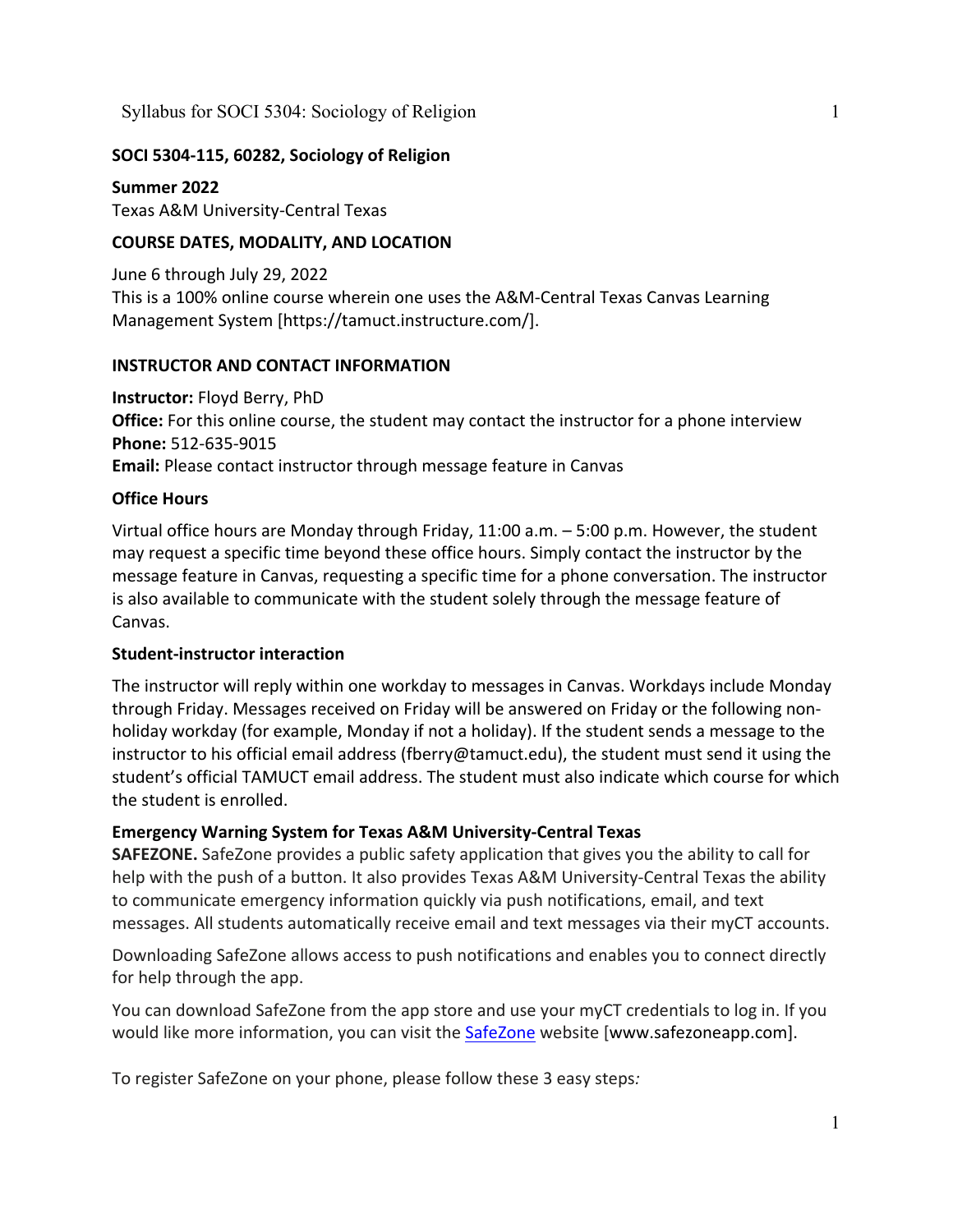**SOCI 5304-115, 60282, Sociology of Religion**

**Summer 2022**
Texas A&M University-Central Texas

**COURSE DATES, MODALITY, AND LOCATION**

June 6 through July 29, 2022
This is a 100% online course wherein one uses the A&M-Central Texas Canvas Learning Management System [https://tamuct.instructure.com/].

**INSTRUCTOR AND CONTACT INFORMATION**

**Instructor:** Floyd Berry, PhD
**Office:** For this online course, the student may contact the instructor for a phone interview
**Phone:** 512-635-9015
**Email:** Please contact instructor through message feature in Canvas

**Office Hours**

Virtual office hours are Monday through Friday, 11:00 a.m. – 5:00 p.m. However, the student may request a specific time beyond these office hours. Simply contact the instructor by the message feature in Canvas, requesting a specific time for a phone conversation. The instructor is also available to communicate with the student solely through the message feature of Canvas.

**Student-instructor interaction**

The instructor will reply within one workday to messages in Canvas. Workdays include Monday through Friday. Messages received on Friday will be answered on Friday or the following non-holiday workday (for example, Monday if not a holiday). If the student sends a message to the instructor to his official email address (fberry@tamuct.edu), the student must send it using the student's official TAMUCT email address. The student must also indicate which course for which the student is enrolled.

**Emergency Warning System for Texas A&M University-Central Texas**

**SAFEZONE.** SafeZone provides a public safety application that gives you the ability to call for help with the push of a button. It also provides Texas A&M University-Central Texas the ability to communicate emergency information quickly via push notifications, email, and text messages. All students automatically receive email and text messages via their myCT accounts.

Downloading SafeZone allows access to push notifications and enables you to connect directly for help through the app.

You can download SafeZone from the app store and use your myCT credentials to log in. If you would like more information, you can visit the SafeZone website [www.safezoneapp.com].

To register SafeZone on your phone, please follow these 3 easy steps*:*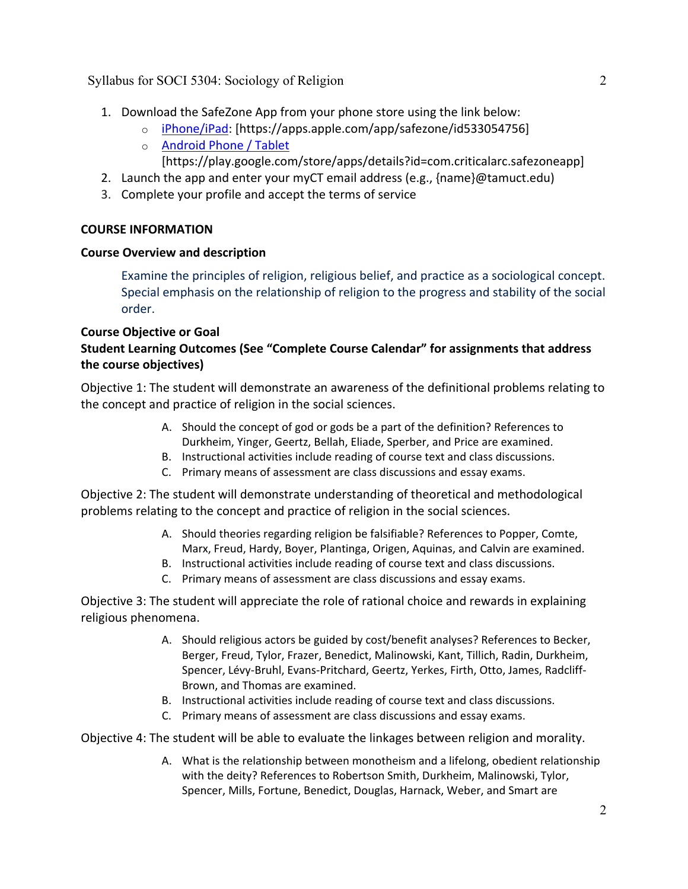1. Download the SafeZone App from your phone store using the link below:
   - iPhone/iPad: [https://apps.apple.com/app/safezone/id533054756]
   - Android Phone / Tablet [https://play.google.com/store/apps/details?id=com.criticalarc.safezoneapp]
2. Launch the app and enter your myCT email address (e.g., {name}@tamuct.edu)
3. Complete your profile and accept the terms of service

**COURSE INFORMATION**

**Course Overview and description**

> Examine the principles of religion, religious belief, and practice as a sociological concept. Special emphasis on the relationship of religion to the progress and stability of the social order.

**Course Objective or Goal**

**Student Learning Outcomes (See "Complete Course Calendar" for assignments that address the course objectives)**

Objective 1: The student will demonstrate an awareness of the definitional problems relating to the concept and practice of religion in the social sciences.

A. Should the concept of god or gods be a part of the definition? References to Durkheim, Yinger, Geertz, Bellah, Eliade, Sperber, and Price are examined.
B. Instructional activities include reading of course text and class discussions.
C. Primary means of assessment are class discussions and essay exams.

Objective 2: The student will demonstrate understanding of theoretical and methodological problems relating to the concept and practice of religion in the social sciences.

A. Should theories regarding religion be falsifiable? References to Popper, Comte, Marx, Freud, Hardy, Boyer, Plantinga, Origen, Aquinas, and Calvin are examined.
B. Instructional activities include reading of course text and class discussions.
C. Primary means of assessment are class discussions and essay exams.

Objective 3: The student will appreciate the role of rational choice and rewards in explaining religious phenomena.

A. Should religious actors be guided by cost/benefit analyses? References to Becker, Berger, Freud, Tylor, Frazer, Benedict, Malinowski, Kant, Tillich, Radin, Durkheim, Spencer, Lévy-Bruhl, Evans-Pritchard, Geertz, Yerkes, Firth, Otto, James, Radcliff-Brown, and Thomas are examined.
B. Instructional activities include reading of course text and class discussions.
C. Primary means of assessment are class discussions and essay exams.

Objective 4: The student will be able to evaluate the linkages between religion and morality.

A. What is the relationship between monotheism and a lifelong, obedient relationship with the deity? References to Robertson Smith, Durkheim, Malinowski, Tylor, Spencer, Mills, Fortune, Benedict, Douglas, Harnack, Weber, and Smart are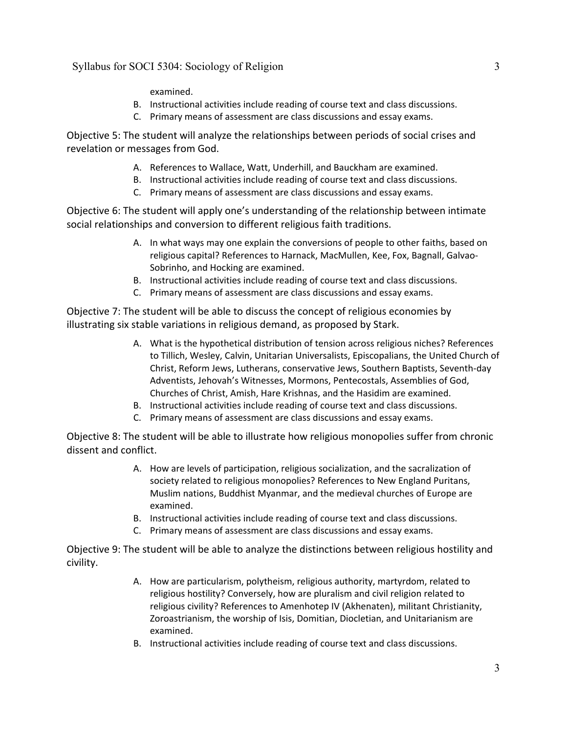examined.

B. Instructional activities include reading of course text and class discussions.
C. Primary means of assessment are class discussions and essay exams.

Objective 5: The student will analyze the relationships between periods of social crises and revelation or messages from God.

A. References to Wallace, Watt, Underhill, and Bauckham are examined.
B. Instructional activities include reading of course text and class discussions.
C. Primary means of assessment are class discussions and essay exams.

Objective 6: The student will apply one's understanding of the relationship between intimate social relationships and conversion to different religious faith traditions.

A. In what ways may one explain the conversions of people to other faiths, based on religious capital? References to Harnack, MacMullen, Kee, Fox, Bagnall, Galvao-Sobrinho, and Hocking are examined.
B. Instructional activities include reading of course text and class discussions.
C. Primary means of assessment are class discussions and essay exams.

Objective 7: The student will be able to discuss the concept of religious economies by illustrating six stable variations in religious demand, as proposed by Stark.

A. What is the hypothetical distribution of tension across religious niches? References to Tillich, Wesley, Calvin, Unitarian Universalists, Episcopalians, the United Church of Christ, Reform Jews, Lutherans, conservative Jews, Southern Baptists, Seventh-day Adventists, Jehovah's Witnesses, Mormons, Pentecostals, Assemblies of God, Churches of Christ, Amish, Hare Krishnas, and the Hasidim are examined.
B. Instructional activities include reading of course text and class discussions.
C. Primary means of assessment are class discussions and essay exams.

Objective 8: The student will be able to illustrate how religious monopolies suffer from chronic dissent and conflict.

A. How are levels of participation, religious socialization, and the sacralization of society related to religious monopolies? References to New England Puritans, Muslim nations, Buddhist Myanmar, and the medieval churches of Europe are examined.
B. Instructional activities include reading of course text and class discussions.
C. Primary means of assessment are class discussions and essay exams.

Objective 9: The student will be able to analyze the distinctions between religious hostility and civility.

A. How are particularism, polytheism, religious authority, martyrdom, related to religious hostility? Conversely, how are pluralism and civil religion related to religious civility? References to Amenhotep IV (Akhenaten), militant Christianity, Zoroastrianism, the worship of Isis, Domitian, Diocletian, and Unitarianism are examined.
B. Instructional activities include reading of course text and class discussions.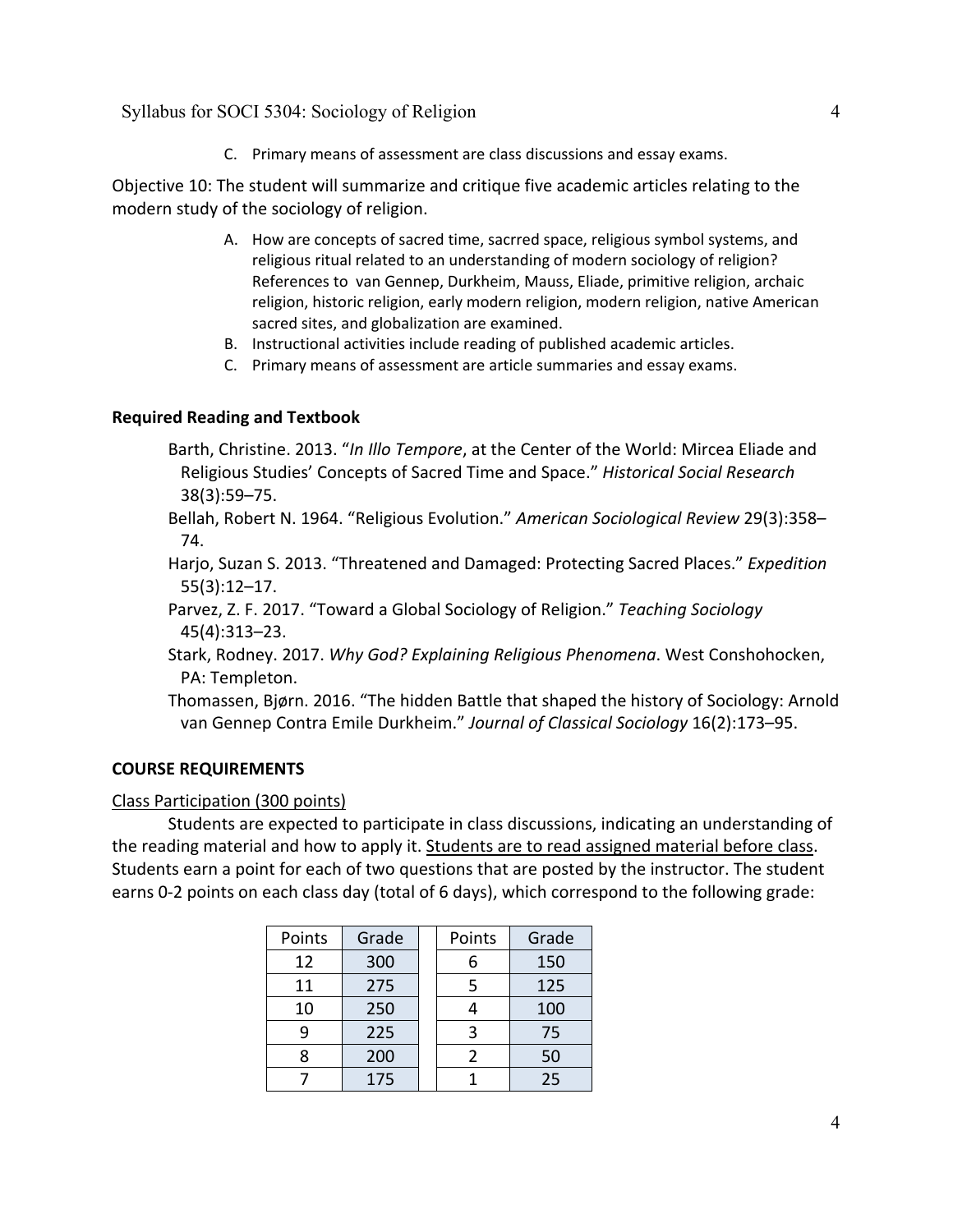C. Primary means of assessment are class discussions and essay exams.

Objective 10: The student will summarize and critique five academic articles relating to the modern study of the sociology of religion.

A. How are concepts of sacred time, sacrred space, religious symbol systems, and religious ritual related to an understanding of modern sociology of religion? References to van Gennep, Durkheim, Mauss, Eliade, primitive religion, archaic religion, historic religion, early modern religion, modern religion, native American sacred sites, and globalization are examined.
B. Instructional activities include reading of published academic articles.
C. Primary means of assessment are article summaries and essay exams.

**Required Reading and Textbook**

Barth, Christine. 2013. "*In Illo Tempore*, at the Center of the World: Mircea Eliade and Religious Studies' Concepts of Sacred Time and Space." *Historical Social Research* 38(3):59–75.

Bellah, Robert N. 1964. "Religious Evolution." *American Sociological Review* 29(3):358–74.

Harjo, Suzan S. 2013. "Threatened and Damaged: Protecting Sacred Places." *Expedition* 55(3):12–17.

Parvez, Z. F. 2017. "Toward a Global Sociology of Religion." *Teaching Sociology* 45(4):313–23.

Stark, Rodney. 2017. *Why God? Explaining Religious Phenomena*. West Conshohocken, PA: Templeton.

Thomassen, Bjørn. 2016. "The hidden Battle that shaped the history of Sociology: Arnold van Gennep Contra Emile Durkheim." *Journal of Classical Sociology* 16(2):173–95.

**COURSE REQUIREMENTS**

<u>Class Participation (300 points)</u>

Students are expected to participate in class discussions, indicating an understanding of the reading material and how to apply it. <u>Students are to read assigned material before class</u>. Students earn a point for each of two questions that are posted by the instructor. The student earns 0-2 points on each class day (total of 6 days), which correspond to the following grade:

| Points | Grade | | Points | Grade |
|---|---|---|---|---|
| 12 | 300 | | 6 | 150 |
| 11 | 275 | | 5 | 125 |
| 10 | 250 | | 4 | 100 |
| 9 | 225 | | 3 | 75 |
| 8 | 200 | | 2 | 50 |
| 7 | 175 | | 1 | 25 |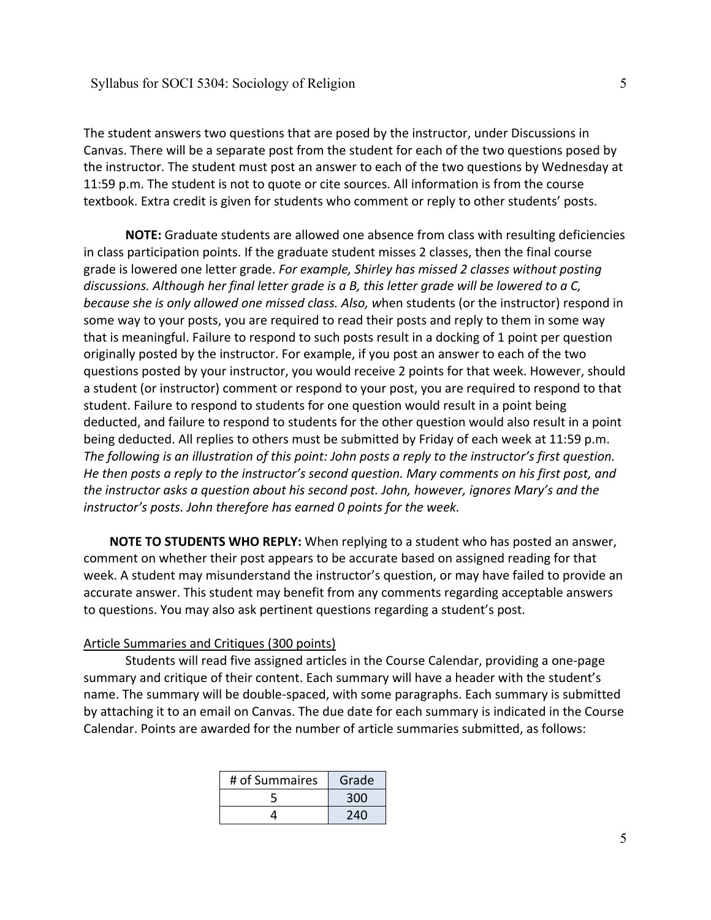The student answers two questions that are posed by the instructor, under Discussions in Canvas. There will be a separate post from the student for each of the two questions posed by the instructor. The student must post an answer to each of the two questions by Wednesday at 11:59 p.m. The student is not to quote or cite sources. All information is from the course textbook. Extra credit is given for students who comment or reply to other students' posts.

**NOTE:** Graduate students are allowed one absence from class with resulting deficiencies in class participation points. If the graduate student misses 2 classes, then the final course grade is lowered one letter grade. *For example, Shirley has missed 2 classes without posting discussions. Although her final letter grade is a B, this letter grade will be lowered to a C, because she is only allowed one missed class. Also, w*hen students (or the instructor) respond in some way to your posts, you are required to read their posts and reply to them in some way that is meaningful. Failure to respond to such posts result in a docking of 1 point per question originally posted by the instructor. For example, if you post an answer to each of the two questions posted by your instructor, you would receive 2 points for that week. However, should a student (or instructor) comment or respond to your post, you are required to respond to that student. Failure to respond to students for one question would result in a point being deducted, and failure to respond to students for the other question would also result in a point being deducted. All replies to others must be submitted by Friday of each week at 11:59 p.m. *The following is an illustration of this point: John posts a reply to the instructor's first question. He then posts a reply to the instructor's second question. Mary comments on his first post, and the instructor asks a question about his second post. John, however, ignores Mary's and the instructor's posts. John therefore has earned 0 points for the week.*

**NOTE TO STUDENTS WHO REPLY:** When replying to a student who has posted an answer, comment on whether their post appears to be accurate based on assigned reading for that week. A student may misunderstand the instructor's question, or may have failed to provide an accurate answer. This student may benefit from any comments regarding acceptable answers to questions. You may also ask pertinent questions regarding a student's post.

Article Summaries and Critiques (300 points)

Students will read five assigned articles in the Course Calendar, providing a one-page summary and critique of their content. Each summary will have a header with the student's name. The summary will be double-spaced, with some paragraphs. Each summary is submitted by attaching it to an email on Canvas. The due date for each summary is indicated in the Course Calendar. Points are awarded for the number of article summaries submitted, as follows:

| # of Summaires | Grade |
|---|---|
| 5 | 300 |
| 4 | 240 |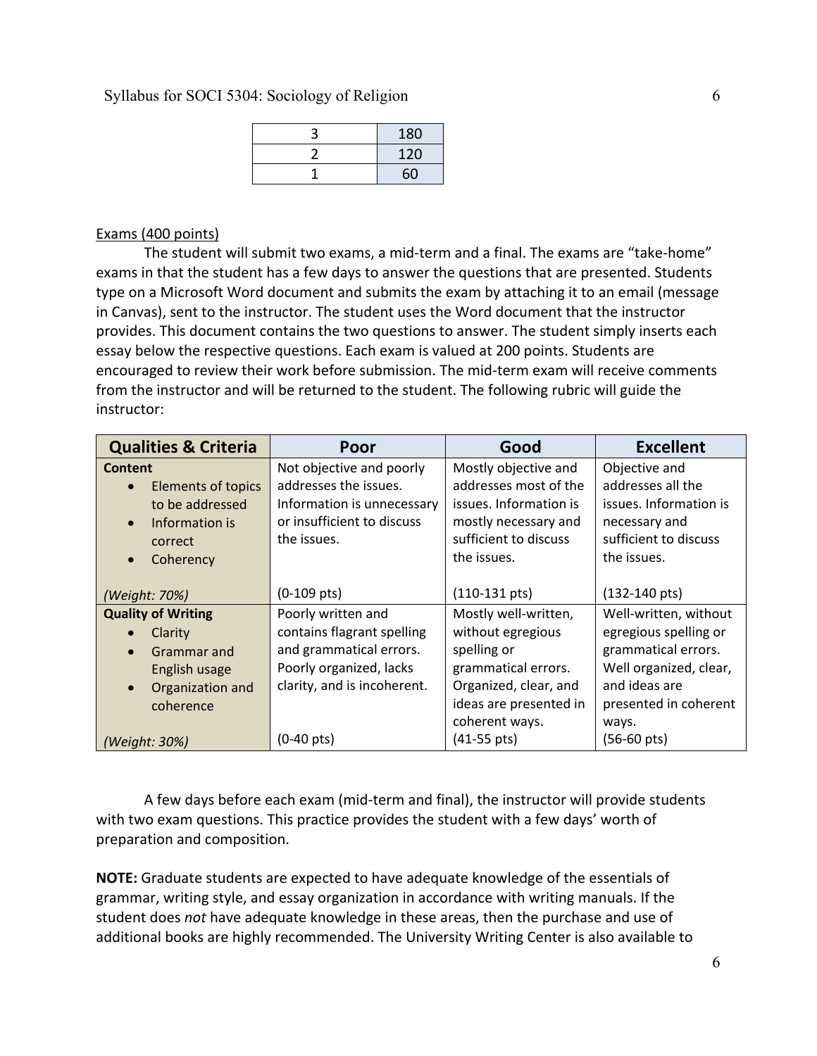| 3 | 180 |
|---|---|
| 2 | 120 |
| 1 | 60 |

Exams (400 points)

The student will submit two exams, a mid-term and a final. The exams are "take-home" exams in that the student has a few days to answer the questions that are presented. Students type on a Microsoft Word document and submits the exam by attaching it to an email (message in Canvas), sent to the instructor. The student uses the Word document that the instructor provides. This document contains the two questions to answer. The student simply inserts each essay below the respective questions. Each exam is valued at 200 points. Students are encouraged to review their work before submission. The mid-term exam will receive comments from the instructor and will be returned to the student. The following rubric will guide the instructor:

| Qualities & Criteria | Poor | Good | Excellent |
|---|---|---|---|
| **Content**<br>• Elements of topics to be addressed<br>• Information is correct<br>• Coherency<br><br>*(Weight: 70%)* | Not objective and poorly addresses the issues. Information is unnecessary or insufficient to discuss the issues.<br><br>(0-109 pts) | Mostly objective and addresses most of the issues. Information is mostly necessary and sufficient to discuss the issues.<br><br>(110-131 pts) | Objective and addresses all the issues. Information is necessary and sufficient to discuss the issues.<br><br>(132-140 pts) |
| **Quality of Writing**<br>• Clarity<br>• Grammar and English usage<br>• Organization and coherence<br><br>*(Weight: 30%)* | Poorly written and contains flagrant spelling and grammatical errors. Poorly organized, lacks clarity, and is incoherent.<br><br>(0-40 pts) | Mostly well-written, without egregious spelling or grammatical errors. Organized, clear, and ideas are presented in coherent ways.<br>(41-55 pts) | Well-written, without egregious spelling or grammatical errors. Well organized, clear, and ideas are presented in coherent ways.<br>(56-60 pts) |

A few days before each exam (mid-term and final), the instructor will provide students with two exam questions. This practice provides the student with a few days' worth of preparation and composition.

**NOTE:** Graduate students are expected to have adequate knowledge of the essentials of grammar, writing style, and essay organization in accordance with writing manuals. If the student does *not* have adequate knowledge in these areas, then the purchase and use of additional books are highly recommended. The University Writing Center is also available to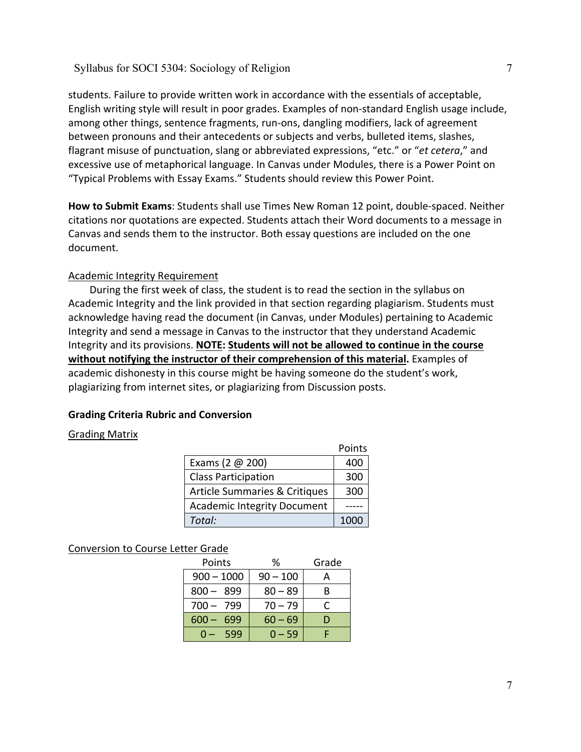students. Failure to provide written work in accordance with the essentials of acceptable, English writing style will result in poor grades. Examples of non-standard English usage include, among other things, sentence fragments, run-ons, dangling modifiers, lack of agreement between pronouns and their antecedents or subjects and verbs, bulleted items, slashes, flagrant misuse of punctuation, slang or abbreviated expressions, "etc." or "*et cetera*," and excessive use of metaphorical language. In Canvas under Modules, there is a Power Point on "Typical Problems with Essay Exams." Students should review this Power Point.

**How to Submit Exams**: Students shall use Times New Roman 12 point, double-spaced. Neither citations nor quotations are expected. Students attach their Word documents to a message in Canvas and sends them to the instructor. Both essay questions are included on the one document.

<u>Academic Integrity Requirement</u>

During the first week of class, the student is to read the section in the syllabus on Academic Integrity and the link provided in that section regarding plagiarism. Students must acknowledge having read the document (in Canvas, under Modules) pertaining to Academic Integrity and send a message in Canvas to the instructor that they understand Academic Integrity and its provisions. **<u>NOTE</u>: <u>Students will not be allowed to continue in the course without notifying the instructor of their comprehension of this material</u>.** Examples of academic dishonesty in this course might be having someone do the student's work, plagiarizing from internet sites, or plagiarizing from Discussion posts.

**Grading Criteria Rubric and Conversion**

<u>Grading Matrix</u>

| | Points |
|---|---|
| Exams (2 @ 200) | 400 |
| Class Participation | 300 |
| Article Summaries & Critiques | 300 |
| Academic Integrity Document | ----- |
| *Total:* | 1000 |

<u>Conversion to Course Letter Grade</u>

| Points | % | Grade |
|---|---|---|
| 900 – 1000 | 90 – 100 | A |
| 800 – 899 | 80 – 89 | B |
| 700 – 799 | 70 – 79 | C |
| 600 – 699 | 60 – 69 | D |
| 0 – 599 | 0 – 59 | F |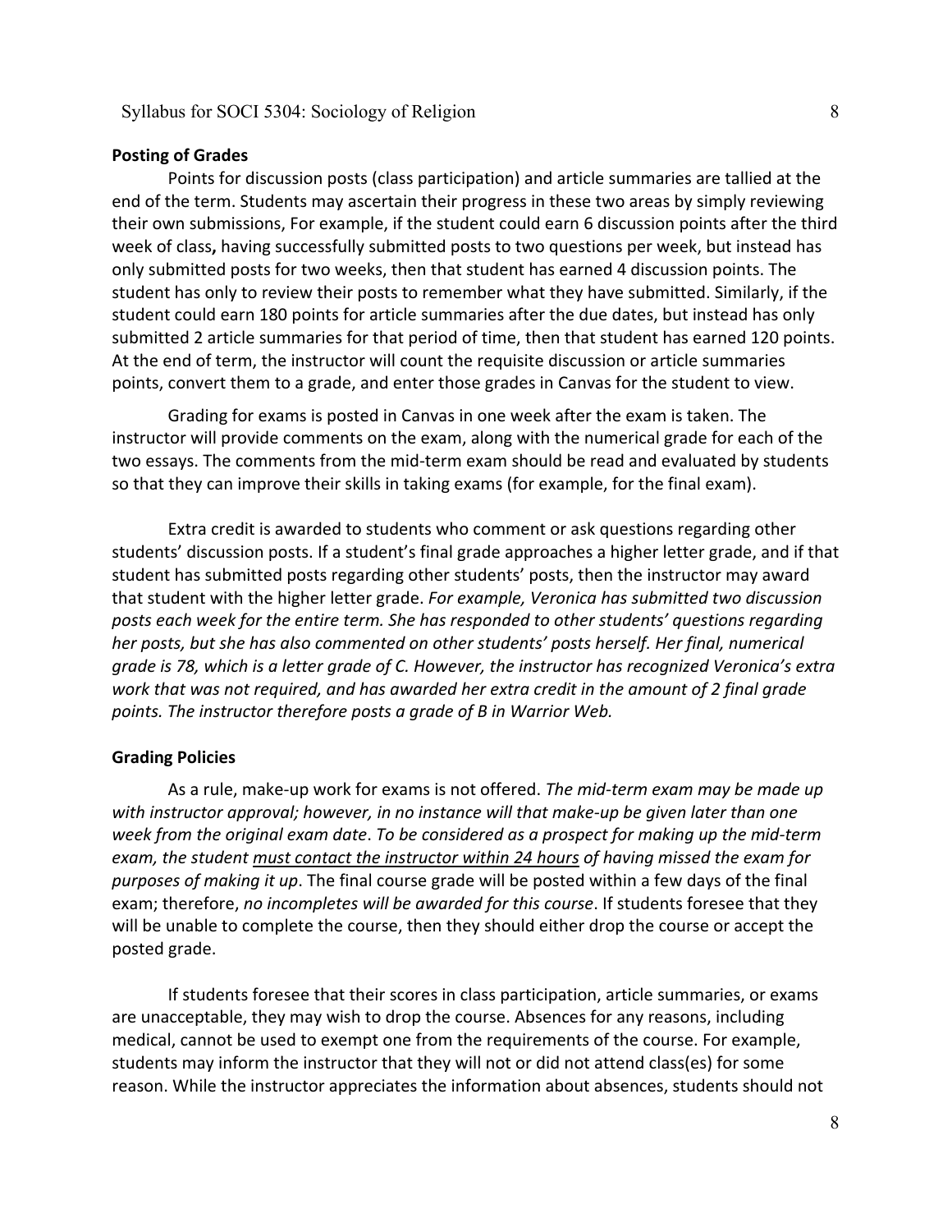**Posting of Grades**

Points for discussion posts (class participation) and article summaries are tallied at the end of the term. Students may ascertain their progress in these two areas by simply reviewing their own submissions, For example, if the student could earn 6 discussion points after the third week of class**,** having successfully submitted posts to two questions per week, but instead has only submitted posts for two weeks, then that student has earned 4 discussion points. The student has only to review their posts to remember what they have submitted. Similarly, if the student could earn 180 points for article summaries after the due dates, but instead has only submitted 2 article summaries for that period of time, then that student has earned 120 points. At the end of term, the instructor will count the requisite discussion or article summaries points, convert them to a grade, and enter those grades in Canvas for the student to view.

Grading for exams is posted in Canvas in one week after the exam is taken. The instructor will provide comments on the exam, along with the numerical grade for each of the two essays. The comments from the mid-term exam should be read and evaluated by students so that they can improve their skills in taking exams (for example, for the final exam).

Extra credit is awarded to students who comment or ask questions regarding other students' discussion posts. If a student's final grade approaches a higher letter grade, and if that student has submitted posts regarding other students' posts, then the instructor may award that student with the higher letter grade. *For example, Veronica has submitted two discussion posts each week for the entire term. She has responded to other students' questions regarding her posts, but she has also commented on other students' posts herself. Her final, numerical grade is 78, which is a letter grade of C. However, the instructor has recognized Veronica's extra work that was not required, and has awarded her extra credit in the amount of 2 final grade points. The instructor therefore posts a grade of B in Warrior Web.*

**Grading Policies**

As a rule, make-up work for exams is not offered. *The mid-term exam may be made up with instructor approval; however, in no instance will that make-up be given later than one week from the original exam date*. *To be considered as a prospect for making up the mid-term exam, the student <u>must contact the instructor within 24 hours</u> of having missed the exam for purposes of making it up*. The final course grade will be posted within a few days of the final exam; therefore, *no incompletes will be awarded for this course*. If students foresee that they will be unable to complete the course, then they should either drop the course or accept the posted grade.

If students foresee that their scores in class participation, article summaries, or exams are unacceptable, they may wish to drop the course. Absences for any reasons, including medical, cannot be used to exempt one from the requirements of the course. For example, students may inform the instructor that they will not or did not attend class(es) for some reason. While the instructor appreciates the information about absences, students should not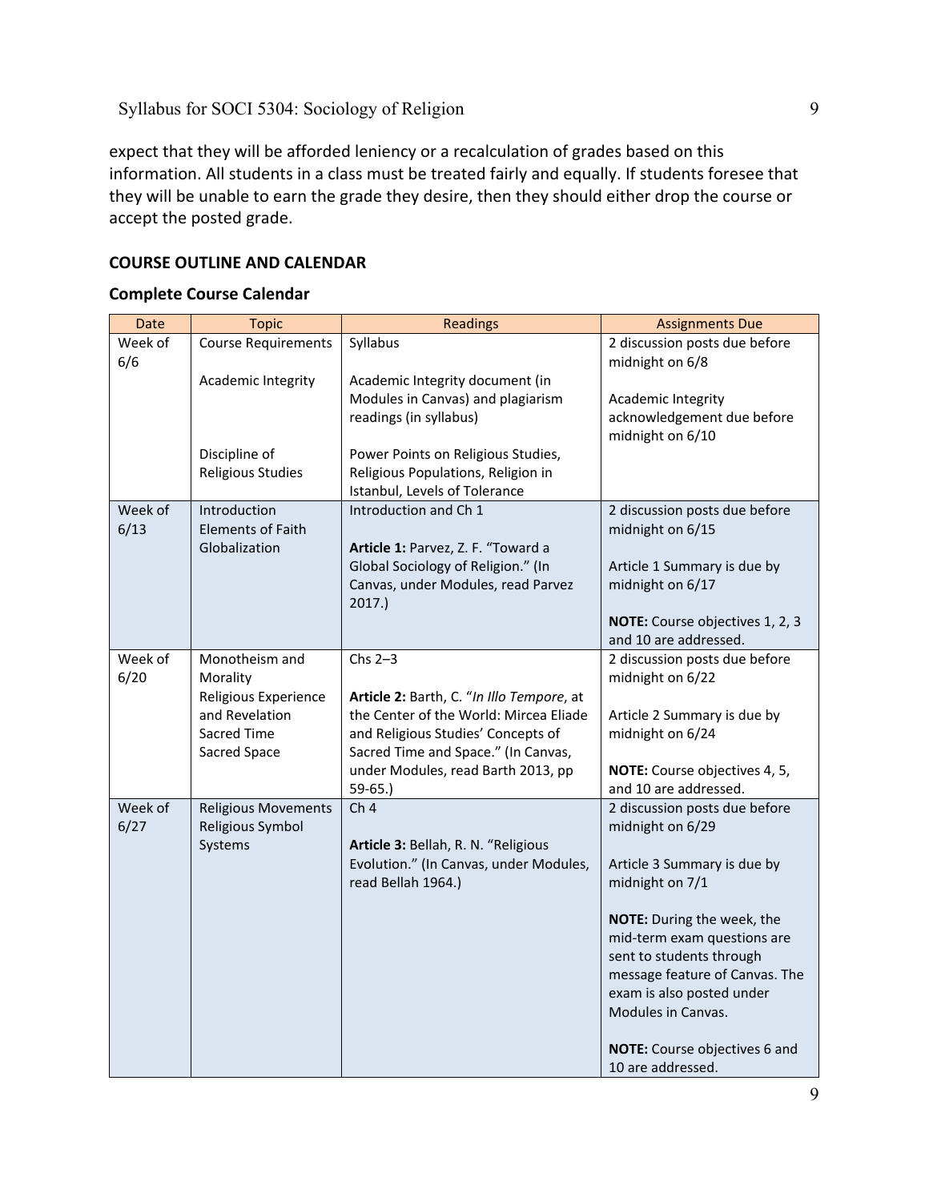expect that they will be afforded leniency or a recalculation of grades based on this information. All students in a class must be treated fairly and equally. If students foresee that they will be unable to earn the grade they desire, then they should either drop the course or accept the posted grade.

**COURSE OUTLINE AND CALENDAR**

**Complete Course Calendar**

| Date | Topic | Readings | Assignments Due |
|---|---|---|---|
| Week of 6/6 | Course Requirements<br><br>Academic Integrity<br><br>Discipline of Religious Studies | Syllabus<br><br>Academic Integrity document (in Modules in Canvas) and plagiarism readings (in syllabus)<br><br>Power Points on Religious Studies, Religious Populations, Religion in Istanbul, Levels of Tolerance | 2 discussion posts due before midnight on 6/8<br><br>Academic Integrity acknowledgement due before midnight on 6/10 |
| Week of 6/13 | Introduction<br>Elements of Faith<br>Globalization | Introduction and Ch 1<br><br>**Article 1:** Parvez, Z. F. "Toward a Global Sociology of Religion." (In Canvas, under Modules, read Parvez 2017.) | 2 discussion posts due before midnight on 6/15<br><br>Article 1 Summary is due by midnight on 6/17<br><br>**NOTE:** Course objectives 1, 2, 3 and 10 are addressed. |
| Week of 6/20 | Monotheism and Morality<br>Religious Experience and Revelation<br>Sacred Time<br>Sacred Space | Chs 2–3<br><br>**Article 2:** Barth, C. "*In Illo Tempore*, at the Center of the World: Mircea Eliade and Religious Studies' Concepts of Sacred Time and Space." (In Canvas, under Modules, read Barth 2013, pp 59-65.) | 2 discussion posts due before midnight on 6/22<br><br>Article 2 Summary is due by midnight on 6/24<br><br>**NOTE:** Course objectives 4, 5, and 10 are addressed. |
| Week of 6/27 | Religious Movements<br>Religious Symbol Systems | Ch 4<br><br>**Article 3:** Bellah, R. N. "Religious Evolution." (In Canvas, under Modules, read Bellah 1964.) | 2 discussion posts due before midnight on 6/29<br><br>Article 3 Summary is due by midnight on 7/1<br><br>**NOTE:** During the week, the mid-term exam questions are sent to students through message feature of Canvas. The exam is also posted under Modules in Canvas.<br><br>**NOTE:** Course objectives 6 and 10 are addressed. |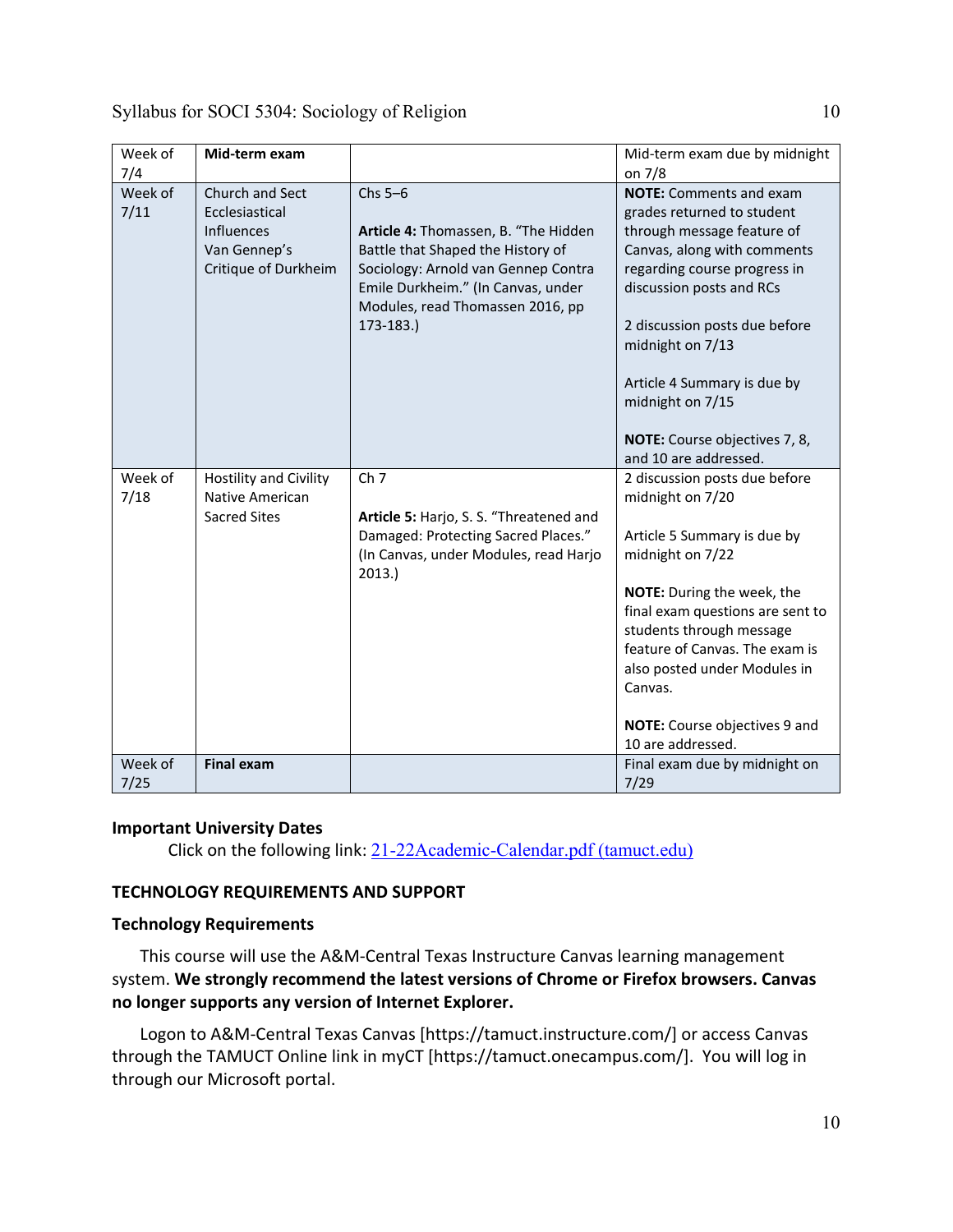| Week of 7/4 | **Mid-term exam** | | Mid-term exam due by midnight on 7/8 |
|---|---|---|---|
| Week of 7/11 | Church and Sect<br>Ecclesiastical Influences<br>Van Gennep's Critique of Durkheim | Chs 5–6<br><br>**Article 4:** Thomassen, B. "The Hidden Battle that Shaped the History of Sociology: Arnold van Gennep Contra Emile Durkheim." (In Canvas, under Modules, read Thomassen 2016, pp 173-183.) | **NOTE:** Comments and exam grades returned to student through message feature of Canvas, along with comments regarding course progress in discussion posts and RCs<br><br>2 discussion posts due before midnight on 7/13<br><br>Article 4 Summary is due by midnight on 7/15<br><br>**NOTE:** Course objectives 7, 8, and 10 are addressed. |
| Week of 7/18 | Hostility and Civility<br>Native American Sacred Sites | Ch 7<br><br>**Article 5:** Harjo, S. S. "Threatened and Damaged: Protecting Sacred Places." (In Canvas, under Modules, read Harjo 2013.) | 2 discussion posts due before midnight on 7/20<br><br>Article 5 Summary is due by midnight on 7/22<br><br>**NOTE:** During the week, the final exam questions are sent to students through message feature of Canvas. The exam is also posted under Modules in Canvas.<br><br>**NOTE:** Course objectives 9 and 10 are addressed. |
| Week of 7/25 | **Final exam** | | Final exam due by midnight on 7/29 |

**Important University Dates**

Click on the following link: [21-22Academic-Calendar.pdf (tamuct.edu)]

## TECHNOLOGY REQUIREMENTS AND SUPPORT

### Technology Requirements

This course will use the A&M-Central Texas Instructure Canvas learning management system. **We strongly recommend the latest versions of Chrome or Firefox browsers. Canvas no longer supports any version of Internet Explorer.**

Logon to A&M-Central Texas Canvas [https://tamuct.instructure.com/] or access Canvas through the TAMUCT Online link in myCT [https://tamuct.onecampus.com/]. You will log in through our Microsoft portal.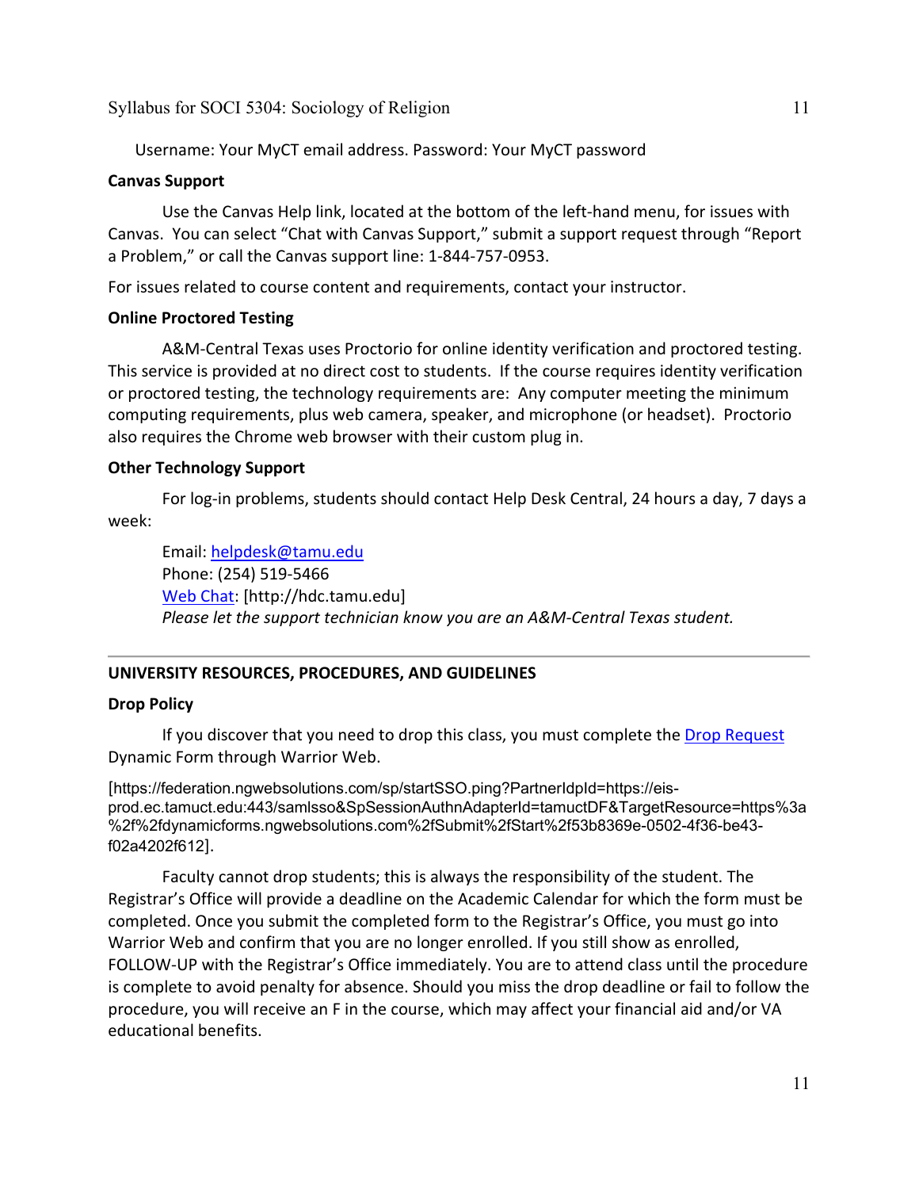Username: Your MyCT email address. Password: Your MyCT password

**Canvas Support**

Use the Canvas Help link, located at the bottom of the left-hand menu, for issues with Canvas. You can select "Chat with Canvas Support," submit a support request through "Report a Problem," or call the Canvas support line: 1-844-757-0953.

For issues related to course content and requirements, contact your instructor.

**Online Proctored Testing**

A&M-Central Texas uses Proctorio for online identity verification and proctored testing. This service is provided at no direct cost to students. If the course requires identity verification or proctored testing, the technology requirements are: Any computer meeting the minimum computing requirements, plus web camera, speaker, and microphone (or headset). Proctorio also requires the Chrome web browser with their custom plug in.

**Other Technology Support**

For log-in problems, students should contact Help Desk Central, 24 hours a day, 7 days a week:

Email: helpdesk@tamu.edu
Phone: (254) 519-5466
Web Chat: [http://hdc.tamu.edu]
*Please let the support technician know you are an A&M-Central Texas student.*

---

## UNIVERSITY RESOURCES, PROCEDURES, AND GUIDELINES

**Drop Policy**

If you discover that you need to drop this class, you must complete the Drop Request Dynamic Form through Warrior Web.

[https://federation.ngwebsolutions.com/sp/startSSO.ping?PartnerIdpId=https://eis-prod.ec.tamuct.edu:443/samlsso&SpSessionAuthnAdapterId=tamuctDF&TargetResource=https%3a%2f%2fdynamicforms.ngwebsolutions.com%2fSubmit%2fStart%2f53b8369e-0502-4f36-be43-f02a4202f612].

Faculty cannot drop students; this is always the responsibility of the student. The Registrar's Office will provide a deadline on the Academic Calendar for which the form must be completed. Once you submit the completed form to the Registrar's Office, you must go into Warrior Web and confirm that you are no longer enrolled. If you still show as enrolled, FOLLOW-UP with the Registrar's Office immediately. You are to attend class until the procedure is complete to avoid penalty for absence. Should you miss the drop deadline or fail to follow the procedure, you will receive an F in the course, which may affect your financial aid and/or VA educational benefits.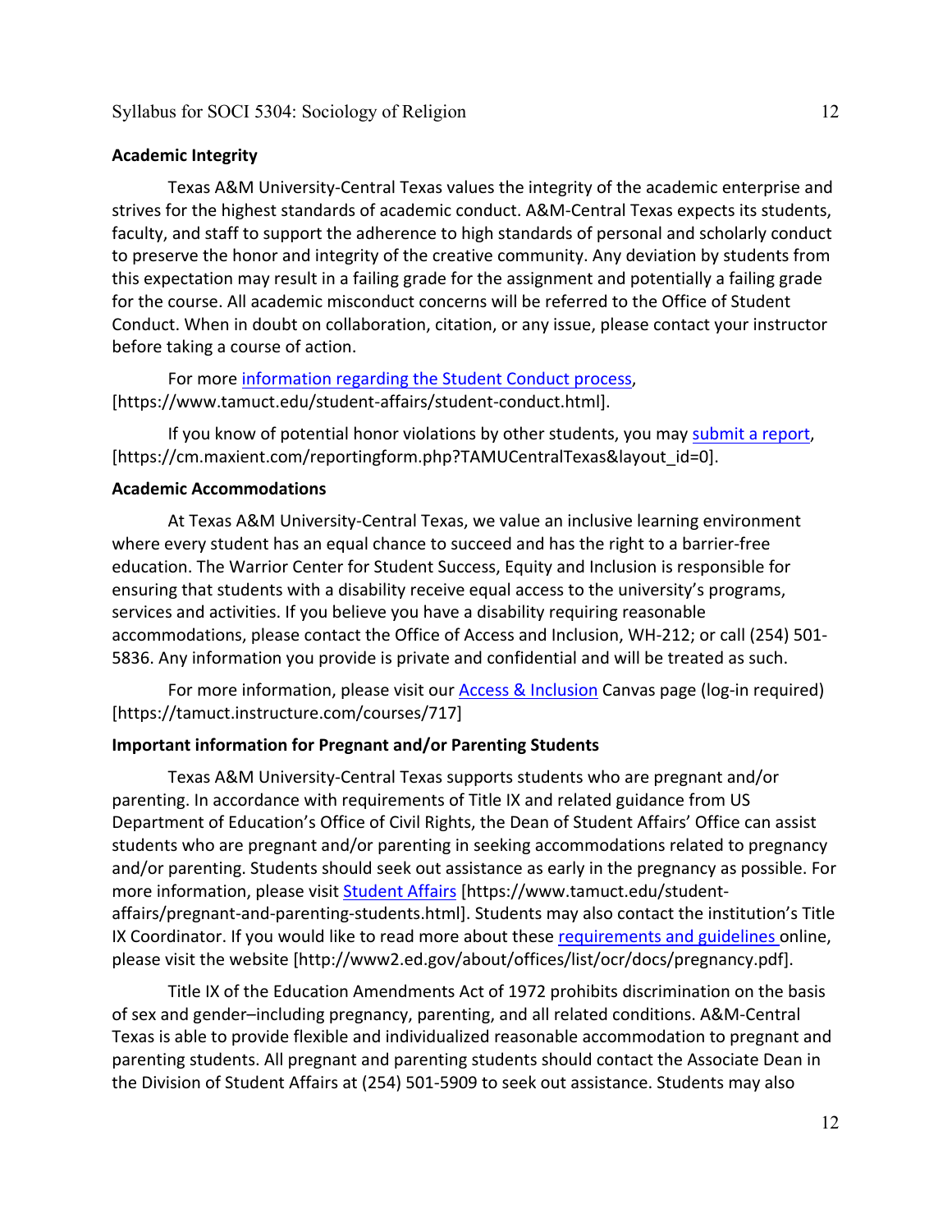**Academic Integrity**

Texas A&M University-Central Texas values the integrity of the academic enterprise and strives for the highest standards of academic conduct. A&M-Central Texas expects its students, faculty, and staff to support the adherence to high standards of personal and scholarly conduct to preserve the honor and integrity of the creative community. Any deviation by students from this expectation may result in a failing grade for the assignment and potentially a failing grade for the course. All academic misconduct concerns will be referred to the Office of Student Conduct. When in doubt on collaboration, citation, or any issue, please contact your instructor before taking a course of action.

For more information regarding the Student Conduct process, [https://www.tamuct.edu/student-affairs/student-conduct.html].

If you know of potential honor violations by other students, you may submit a report, [https://cm.maxient.com/reportingform.php?TAMUCentralTexas&layout_id=0].

**Academic Accommodations**

At Texas A&M University-Central Texas, we value an inclusive learning environment where every student has an equal chance to succeed and has the right to a barrier-free education. The Warrior Center for Student Success, Equity and Inclusion is responsible for ensuring that students with a disability receive equal access to the university's programs, services and activities. If you believe you have a disability requiring reasonable accommodations, please contact the Office of Access and Inclusion, WH-212; or call (254) 501-5836. Any information you provide is private and confidential and will be treated as such.

For more information, please visit our Access & Inclusion Canvas page (log-in required) [https://tamuct.instructure.com/courses/717]

**Important information for Pregnant and/or Parenting Students**

Texas A&M University-Central Texas supports students who are pregnant and/or parenting. In accordance with requirements of Title IX and related guidance from US Department of Education's Office of Civil Rights, the Dean of Student Affairs' Office can assist students who are pregnant and/or parenting in seeking accommodations related to pregnancy and/or parenting. Students should seek out assistance as early in the pregnancy as possible. For more information, please visit Student Affairs [https://www.tamuct.edu/student-affairs/pregnant-and-parenting-students.html]. Students may also contact the institution's Title IX Coordinator. If you would like to read more about these requirements and guidelines online, please visit the website [http://www2.ed.gov/about/offices/list/ocr/docs/pregnancy.pdf].

Title IX of the Education Amendments Act of 1972 prohibits discrimination on the basis of sex and gender–including pregnancy, parenting, and all related conditions. A&M-Central Texas is able to provide flexible and individualized reasonable accommodation to pregnant and parenting students. All pregnant and parenting students should contact the Associate Dean in the Division of Student Affairs at (254) 501-5909 to seek out assistance. Students may also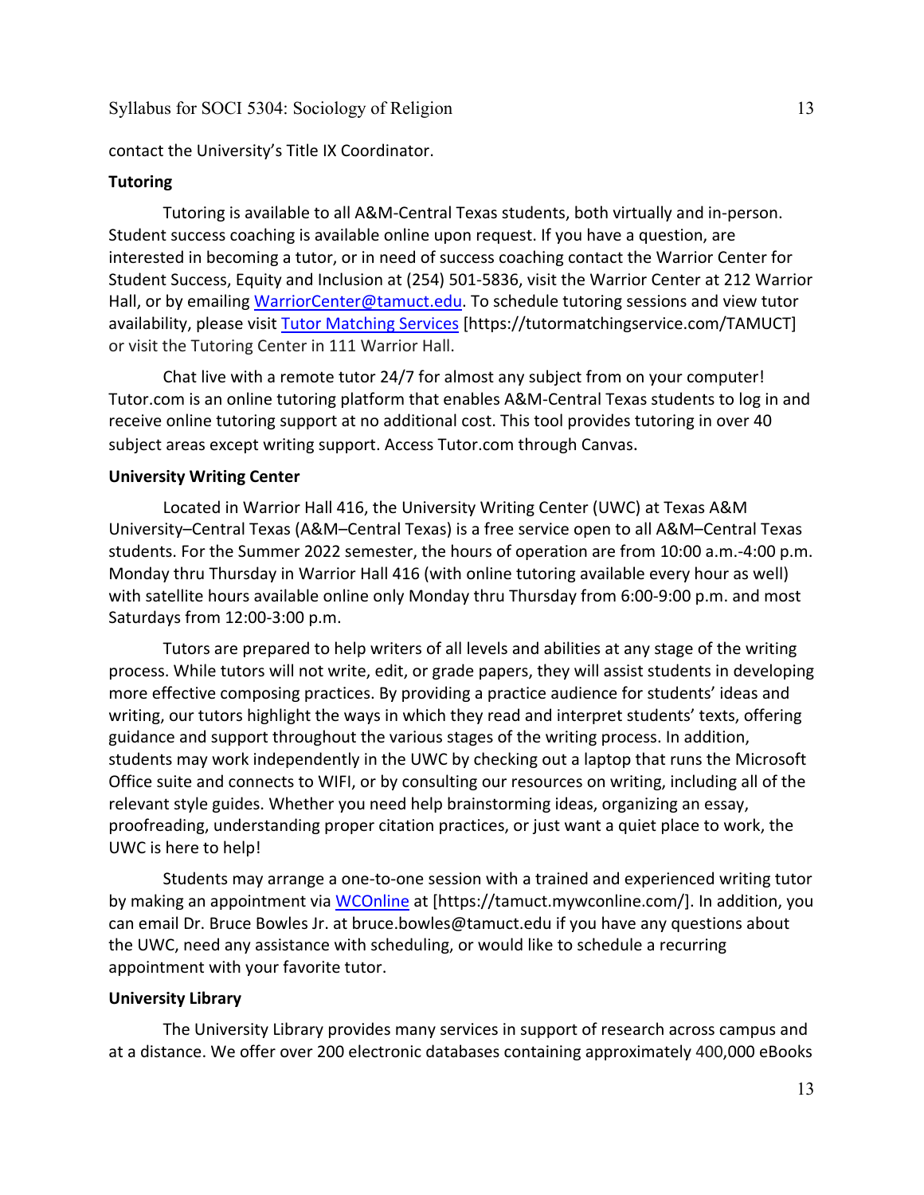contact the University's Title IX Coordinator.

**Tutoring**

Tutoring is available to all A&M-Central Texas students, both virtually and in-person. Student success coaching is available online upon request. If you have a question, are interested in becoming a tutor, or in need of success coaching contact the Warrior Center for Student Success, Equity and Inclusion at (254) 501-5836, visit the Warrior Center at 212 Warrior Hall, or by emailing WarriorCenter@tamuct.edu. To schedule tutoring sessions and view tutor availability, please visit Tutor Matching Services [https://tutormatchingservice.com/TAMUCT] or visit the Tutoring Center in 111 Warrior Hall.

Chat live with a remote tutor 24/7 for almost any subject from on your computer! Tutor.com is an online tutoring platform that enables A&M-Central Texas students to log in and receive online tutoring support at no additional cost. This tool provides tutoring in over 40 subject areas except writing support. Access Tutor.com through Canvas.

**University Writing Center**

Located in Warrior Hall 416, the University Writing Center (UWC) at Texas A&M University–Central Texas (A&M–Central Texas) is a free service open to all A&M–Central Texas students. For the Summer 2022 semester, the hours of operation are from 10:00 a.m.-4:00 p.m. Monday thru Thursday in Warrior Hall 416 (with online tutoring available every hour as well) with satellite hours available online only Monday thru Thursday from 6:00-9:00 p.m. and most Saturdays from 12:00-3:00 p.m.

Tutors are prepared to help writers of all levels and abilities at any stage of the writing process. While tutors will not write, edit, or grade papers, they will assist students in developing more effective composing practices. By providing a practice audience for students' ideas and writing, our tutors highlight the ways in which they read and interpret students' texts, offering guidance and support throughout the various stages of the writing process. In addition, students may work independently in the UWC by checking out a laptop that runs the Microsoft Office suite and connects to WIFI, or by consulting our resources on writing, including all of the relevant style guides. Whether you need help brainstorming ideas, organizing an essay, proofreading, understanding proper citation practices, or just want a quiet place to work, the UWC is here to help!

Students may arrange a one-to-one session with a trained and experienced writing tutor by making an appointment via WCOnline at [https://tamuct.mywconline.com/]. In addition, you can email Dr. Bruce Bowles Jr. at bruce.bowles@tamuct.edu if you have any questions about the UWC, need any assistance with scheduling, or would like to schedule a recurring appointment with your favorite tutor.

**University Library**

The University Library provides many services in support of research across campus and at a distance. We offer over 200 electronic databases containing approximately 400,000 eBooks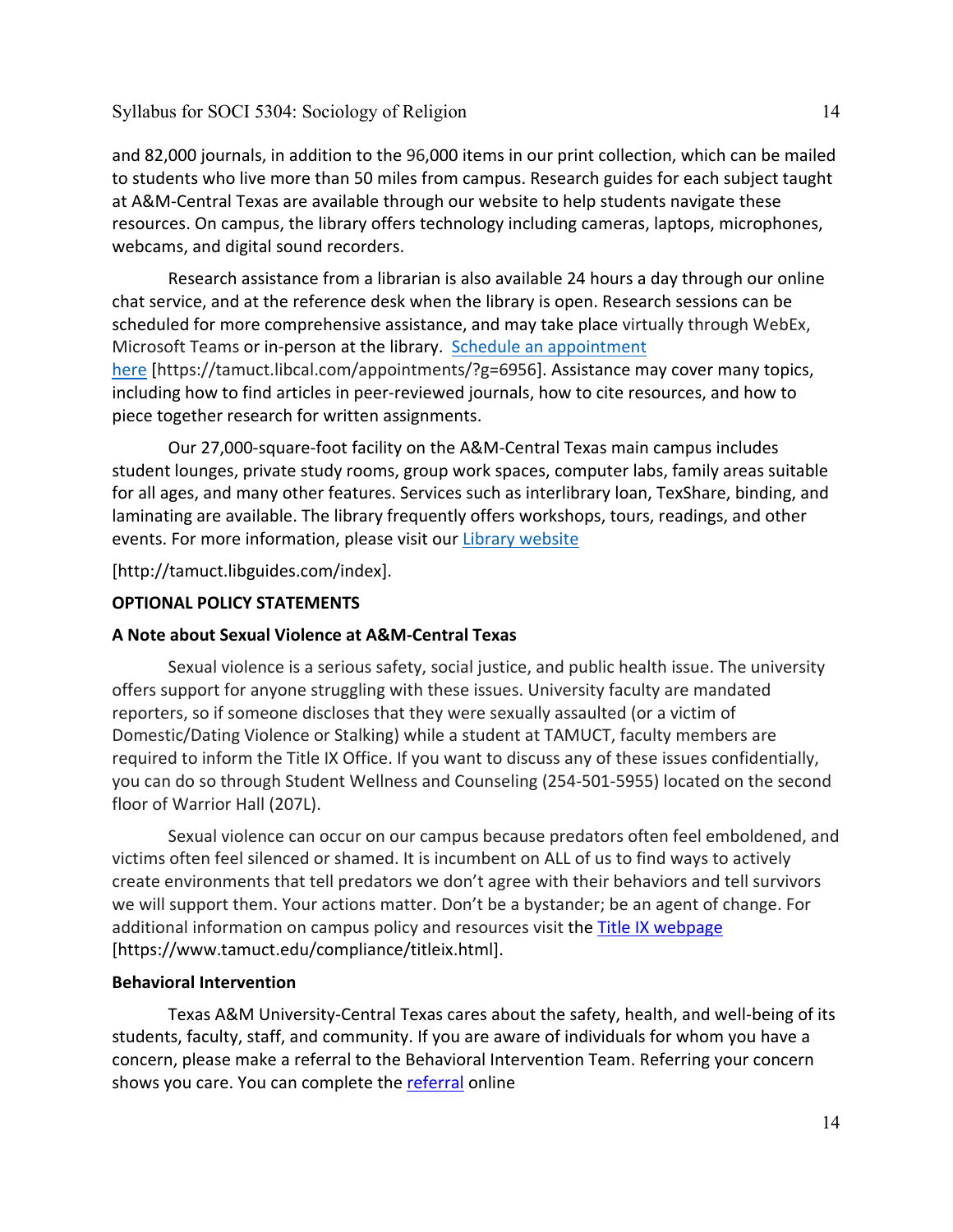and 82,000 journals, in addition to the 96,000 items in our print collection, which can be mailed to students who live more than 50 miles from campus. Research guides for each subject taught at A&M-Central Texas are available through our website to help students navigate these resources. On campus, the library offers technology including cameras, laptops, microphones, webcams, and digital sound recorders.

Research assistance from a librarian is also available 24 hours a day through our online chat service, and at the reference desk when the library is open. Research sessions can be scheduled for more comprehensive assistance, and may take place virtually through WebEx, Microsoft Teams or in-person at the library. Schedule an appointment here [https://tamuct.libcal.com/appointments/?g=6956]. Assistance may cover many topics, including how to find articles in peer-reviewed journals, how to cite resources, and how to piece together research for written assignments.

Our 27,000-square-foot facility on the A&M-Central Texas main campus includes student lounges, private study rooms, group work spaces, computer labs, family areas suitable for all ages, and many other features. Services such as interlibrary loan, TexShare, binding, and laminating are available. The library frequently offers workshops, tours, readings, and other events. For more information, please visit our Library website

[http://tamuct.libguides.com/index].

**OPTIONAL POLICY STATEMENTS**

**A Note about Sexual Violence at A&M-Central Texas**

Sexual violence is a serious safety, social justice, and public health issue. The university offers support for anyone struggling with these issues. University faculty are mandated reporters, so if someone discloses that they were sexually assaulted (or a victim of Domestic/Dating Violence or Stalking) while a student at TAMUCT, faculty members are required to inform the Title IX Office. If you want to discuss any of these issues confidentially, you can do so through Student Wellness and Counseling (254-501-5955) located on the second floor of Warrior Hall (207L).

Sexual violence can occur on our campus because predators often feel emboldened, and victims often feel silenced or shamed. It is incumbent on ALL of us to find ways to actively create environments that tell predators we don't agree with their behaviors and tell survivors we will support them. Your actions matter. Don't be a bystander; be an agent of change. For additional information on campus policy and resources visit the Title IX webpage [https://www.tamuct.edu/compliance/titleix.html].

**Behavioral Intervention**

Texas A&M University-Central Texas cares about the safety, health, and well-being of its students, faculty, staff, and community. If you are aware of individuals for whom you have a concern, please make a referral to the Behavioral Intervention Team. Referring your concern shows you care. You can complete the referral online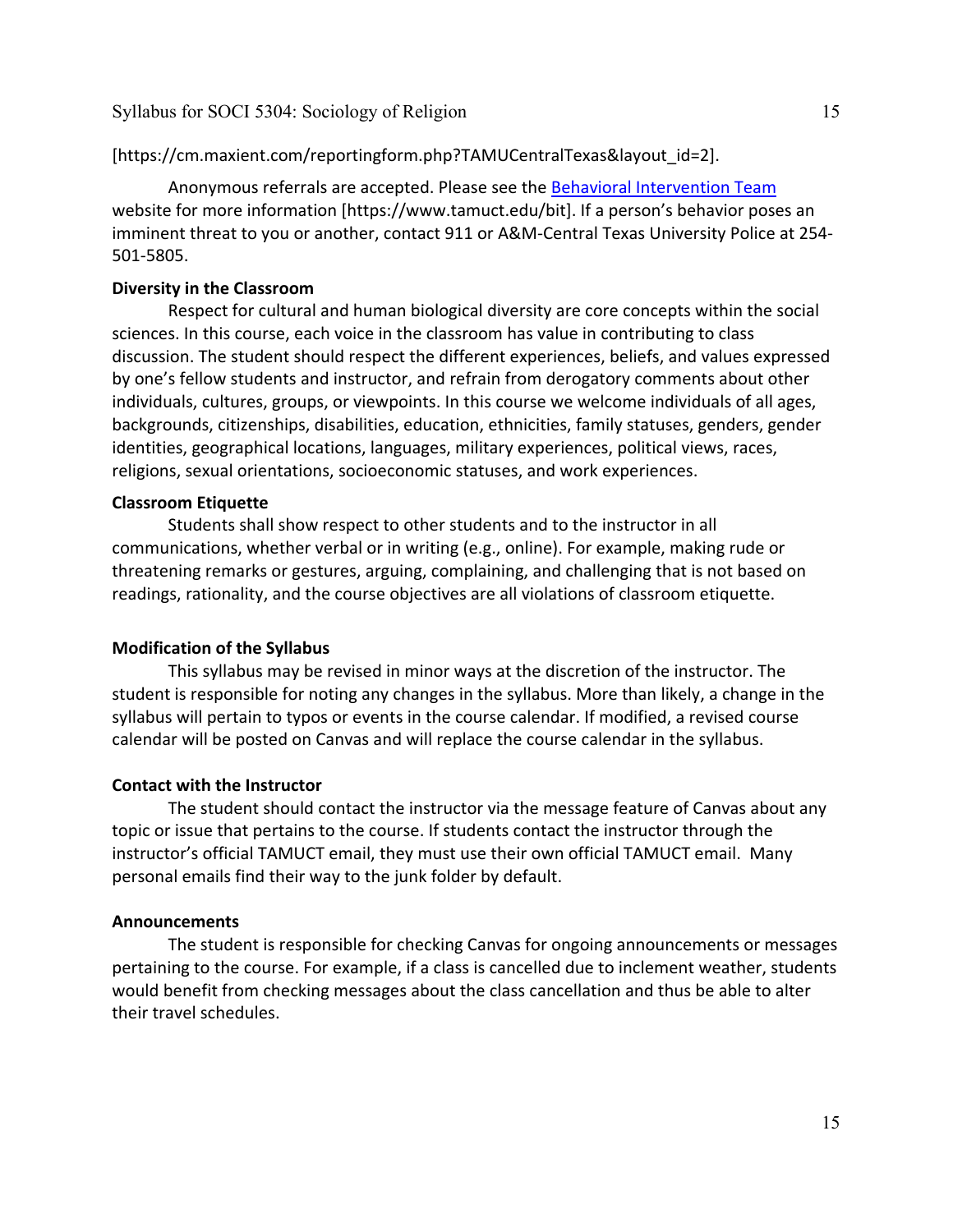[https://cm.maxient.com/reportingform.php?TAMUCentralTexas&layout_id=2].

Anonymous referrals are accepted. Please see the Behavioral Intervention Team website for more information [https://www.tamuct.edu/bit]. If a person's behavior poses an imminent threat to you or another, contact 911 or A&M-Central Texas University Police at 254-501-5805.

**Diversity in the Classroom**

Respect for cultural and human biological diversity are core concepts within the social sciences. In this course, each voice in the classroom has value in contributing to class discussion. The student should respect the different experiences, beliefs, and values expressed by one's fellow students and instructor, and refrain from derogatory comments about other individuals, cultures, groups, or viewpoints. In this course we welcome individuals of all ages, backgrounds, citizenships, disabilities, education, ethnicities, family statuses, genders, gender identities, geographical locations, languages, military experiences, political views, races, religions, sexual orientations, socioeconomic statuses, and work experiences.

**Classroom Etiquette**

Students shall show respect to other students and to the instructor in all communications, whether verbal or in writing (e.g., online). For example, making rude or threatening remarks or gestures, arguing, complaining, and challenging that is not based on readings, rationality, and the course objectives are all violations of classroom etiquette.

**Modification of the Syllabus**

This syllabus may be revised in minor ways at the discretion of the instructor. The student is responsible for noting any changes in the syllabus. More than likely, a change in the syllabus will pertain to typos or events in the course calendar. If modified, a revised course calendar will be posted on Canvas and will replace the course calendar in the syllabus.

**Contact with the Instructor**

The student should contact the instructor via the message feature of Canvas about any topic or issue that pertains to the course. If students contact the instructor through the instructor's official TAMUCT email, they must use their own official TAMUCT email. Many personal emails find their way to the junk folder by default.

**Announcements**

The student is responsible for checking Canvas for ongoing announcements or messages pertaining to the course. For example, if a class is cancelled due to inclement weather, students would benefit from checking messages about the class cancellation and thus be able to alter their travel schedules.